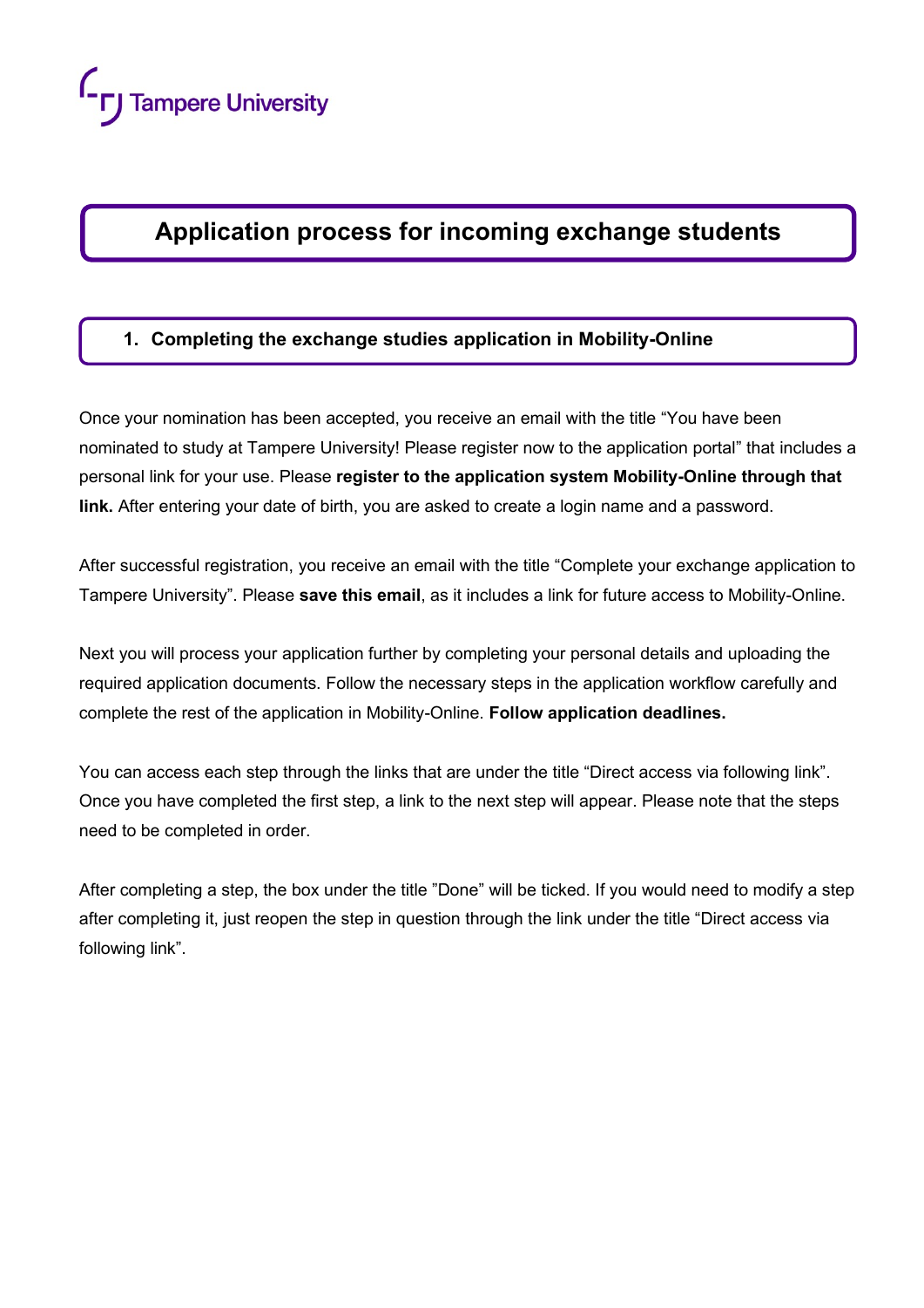Tampere University

# Application process for incoming exchange students

## 1. Completing the exchange studies application in Mobility-Online

Once your nomination has been accepted, you receive an email with the title "You have been nominated to study at Tampere University! Please register now to the application portal" that includes a personal link for your use. Please **register to the application system Mobility-Online through that link.** After entering your date of birth, you are asked to create a login name and a password.

After successful registration, you receive an email with the title "Complete your exchange application to Tampere University". Please **save this email**, as it includes a link for future access to Mobility-Online.

Next you will process your application further by completing your personal details and uploading the required application documents. Follow the necessary steps in the application workflow carefully and complete the rest of the application in Mobility-Online. **Follow application deadlines.**

You can access each step through the links that are under the title "Direct access via following link". Once you have completed the first step, a link to the next step will appear. Please note that the steps need to be completed in order.

After completing a step, the box under the title "Done" will be ticked. If you would need to modify a step after completing it, just reopen the step in question through the link under the title "Direct access via following link".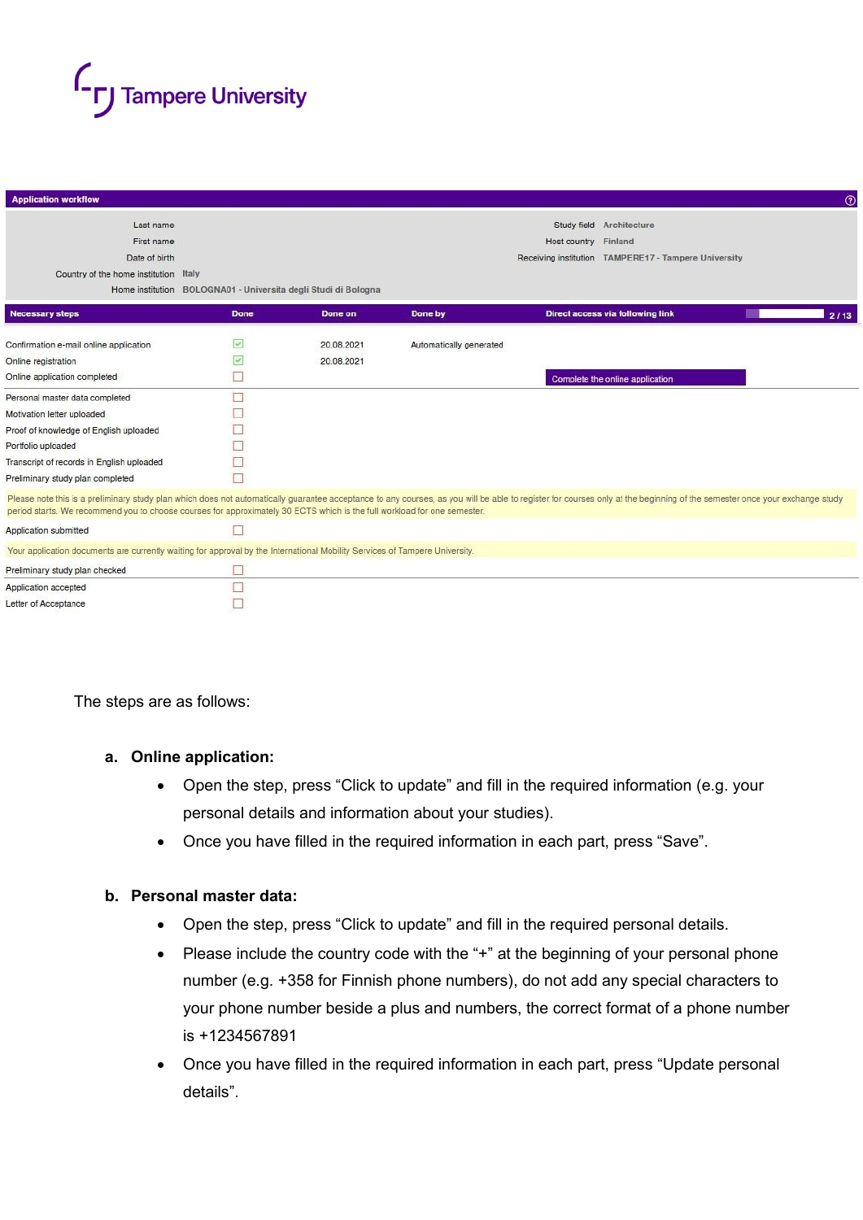Tampere University

**Application workflow**

| | | | |
|---|---|---|---|
| Last name | | Study field | Architecture |
| First name | | Host country | Finland |
| Date of birth | | Receiving institution | TAMPERE17 - Tampere University |
| Country of the home institution | Italy | | |
| Home institution | BOLOGNA01 - Universita degli Studi di Bologna | | |

| Necessary steps | Done | Done on | Done by | Direct access via following link |
|---|---|---|---|---|
| Confirmation e-mail online application | ☑ | 20.08.2021 | Automatically generated | |
| Online registration | ☑ | 20.08.2021 | | |
| Online application completed | ☐ | | | Complete the online application |
| Personal master data completed | ☐ | | | |
| Motivation letter uploaded | ☐ | | | |
| Proof of knowledge of English uploaded | ☐ | | | |
| Portfolio uploaded | ☐ | | | |
| Transcript of records in English uploaded | ☐ | | | |
| Preliminary study plan completed | ☐ | | | |
| Please note this is a preliminary study plan which does not automatically guarantee acceptance to any courses, as you will be able to register for courses only at the beginning of the semester once your exchange study period starts. We recommend you to choose courses for approximately 30 ECTS which is the full workload for one semester. | | | | |
| Application submitted | ☐ | | | |
| Your application documents are currently waiting for approval by the International Mobility Services of Tampere University. | | | | |
| Preliminary study plan checked | ☐ | | | |
| Application accepted | ☐ | | | |
| Letter of Acceptance | ☐ | | | |

2 / 13

The steps are as follows:

a. **Online application:**
   - Open the step, press “Click to update” and fill in the required information (e.g. your personal details and information about your studies).
   - Once you have filled in the required information in each part, press “Save”.

b. **Personal master data:**
   - Open the step, press “Click to update” and fill in the required personal details.
   - Please include the country code with the “+” at the beginning of your personal phone number (e.g. +358 for Finnish phone numbers), do not add any special characters to your phone number beside a plus and numbers, the correct format of a phone number is +1234567891
   - Once you have filled in the required information in each part, press “Update personal details”.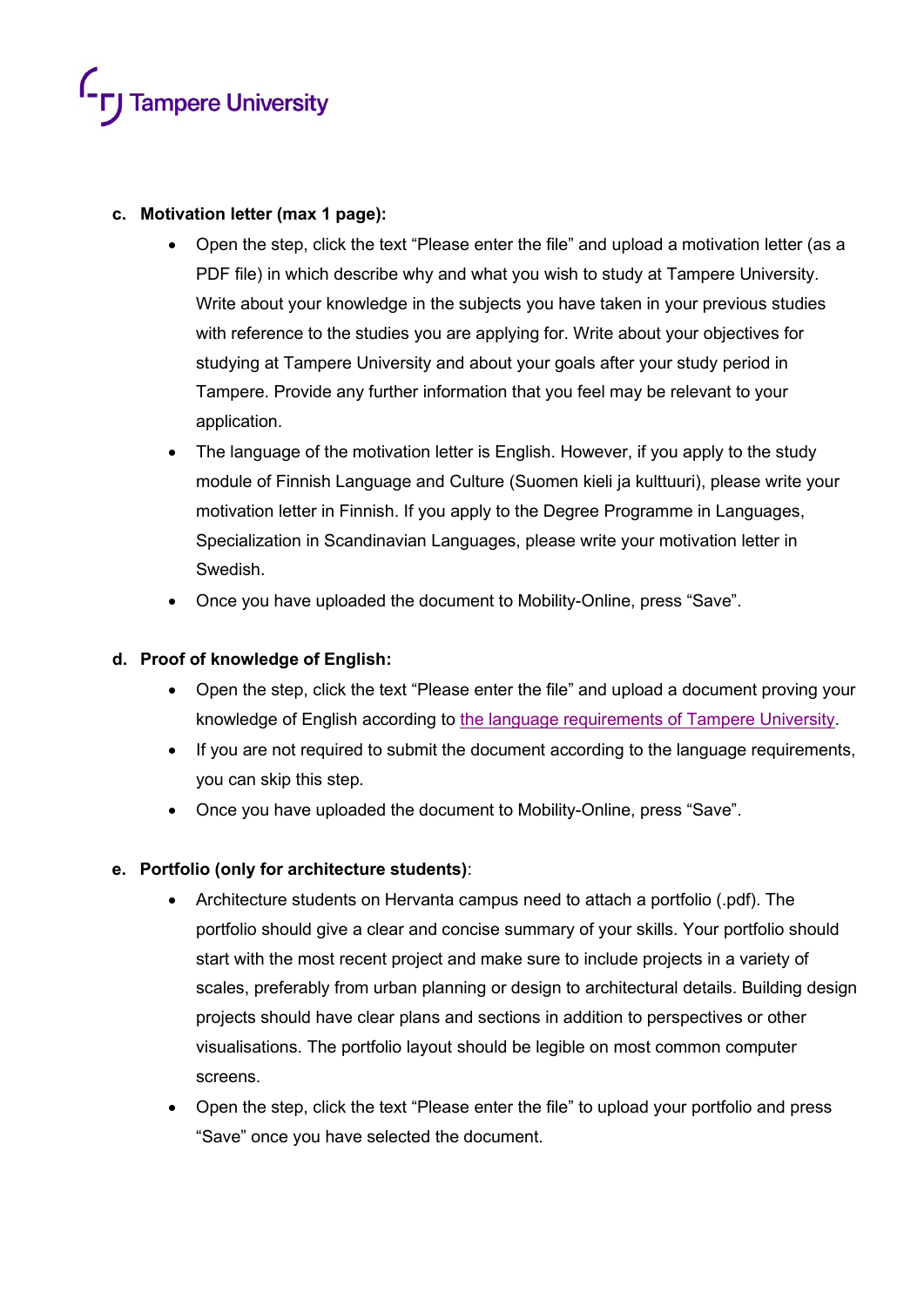**c. Motivation letter (max 1 page):**

- Open the step, click the text "Please enter the file" and upload a motivation letter (as a PDF file) in which describe why and what you wish to study at Tampere University. Write about your knowledge in the subjects you have taken in your previous studies with reference to the studies you are applying for. Write about your objectives for studying at Tampere University and about your goals after your study period in Tampere. Provide any further information that you feel may be relevant to your application.
- The language of the motivation letter is English. However, if you apply to the study module of Finnish Language and Culture (Suomen kieli ja kulttuuri), please write your motivation letter in Finnish. If you apply to the Degree Programme in Languages, Specialization in Scandinavian Languages, please write your motivation letter in Swedish.
- Once you have uploaded the document to Mobility-Online, press "Save".

**d. Proof of knowledge of English:**

- Open the step, click the text "Please enter the file" and upload a document proving your knowledge of English according to the language requirements of Tampere University.
- If you are not required to submit the document according to the language requirements, you can skip this step.
- Once you have uploaded the document to Mobility-Online, press "Save".

**e. Portfolio (only for architecture students)**:

- Architecture students on Hervanta campus need to attach a portfolio (.pdf). The portfolio should give a clear and concise summary of your skills. Your portfolio should start with the most recent project and make sure to include projects in a variety of scales, preferably from urban planning or design to architectural details. Building design projects should have clear plans and sections in addition to perspectives or other visualisations. The portfolio layout should be legible on most common computer screens.
- Open the step, click the text "Please enter the file" to upload your portfolio and press "Save" once you have selected the document.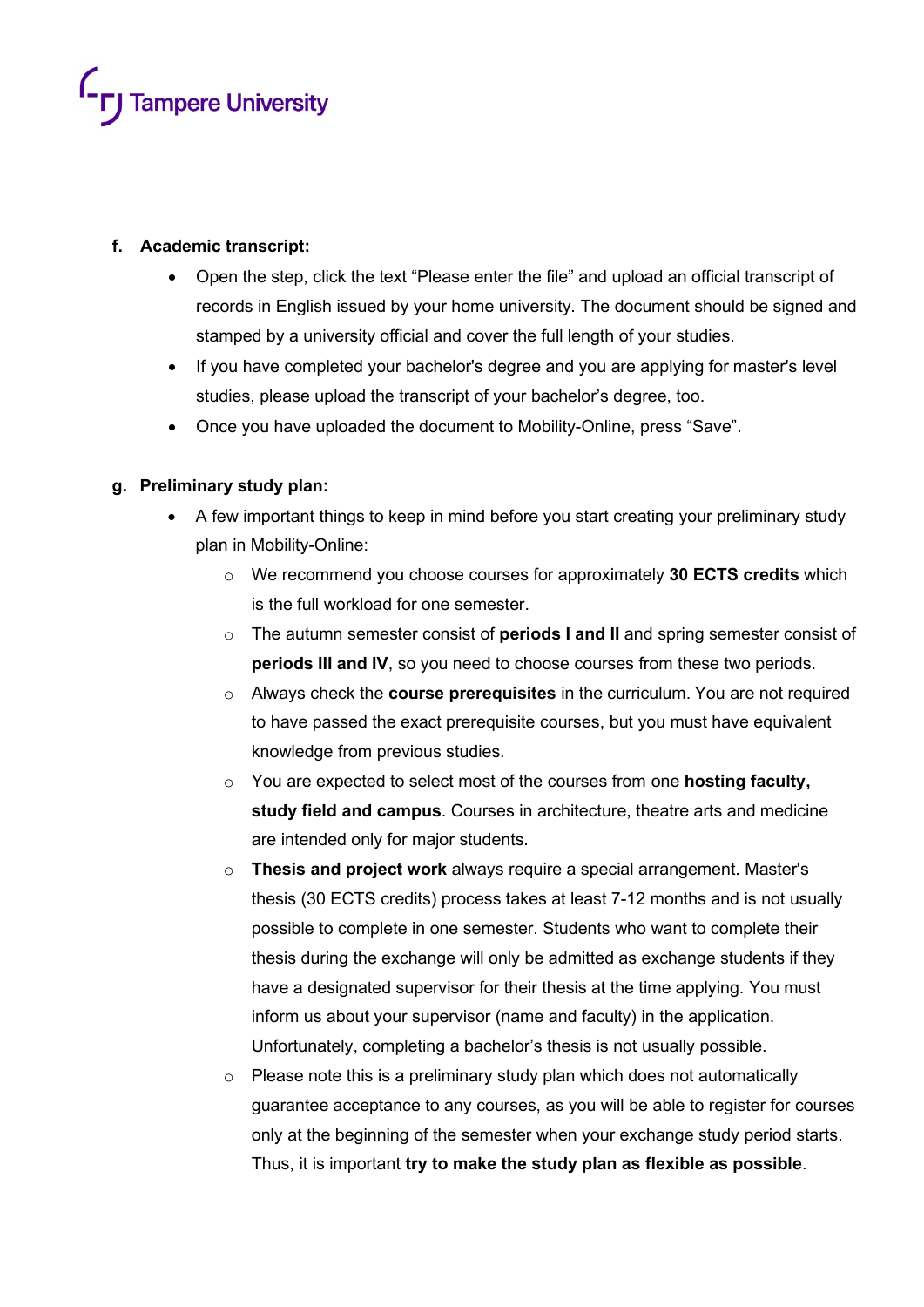f. **Academic transcript:**

- Open the step, click the text “Please enter the file” and upload an official transcript of records in English issued by your home university. The document should be signed and stamped by a university official and cover the full length of your studies.
- If you have completed your bachelor's degree and you are applying for master's level studies, please upload the transcript of your bachelor’s degree, too.
- Once you have uploaded the document to Mobility-Online, press “Save”.

g. **Preliminary study plan:**

- A few important things to keep in mind before you start creating your preliminary study plan in Mobility-Online:
    - We recommend you choose courses for approximately **30 ECTS credits** which is the full workload for one semester.
    - The autumn semester consist of **periods I and II** and spring semester consist of **periods III and IV**, so you need to choose courses from these two periods.
    - Always check the **course prerequisites** in the curriculum. You are not required to have passed the exact prerequisite courses, but you must have equivalent knowledge from previous studies.
    - You are expected to select most of the courses from one **hosting faculty, study field and campus**. Courses in architecture, theatre arts and medicine are intended only for major students.
    - **Thesis and project work** always require a special arrangement. Master's thesis (30 ECTS credits) process takes at least 7-12 months and is not usually possible to complete in one semester. Students who want to complete their thesis during the exchange will only be admitted as exchange students if they have a designated supervisor for their thesis at the time applying. You must inform us about your supervisor (name and faculty) in the application. Unfortunately, completing a bachelor’s thesis is not usually possible.
    - Please note this is a preliminary study plan which does not automatically guarantee acceptance to any courses, as you will be able to register for courses only at the beginning of the semester when your exchange study period starts. Thus, it is important **try to make the study plan as flexible as possible**.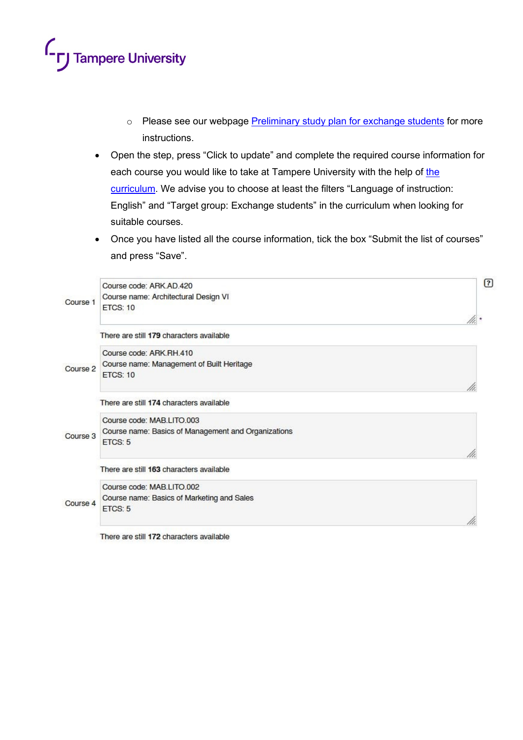- Please see our webpage [Preliminary study plan for exchange students]() for more instructions.

- Open the step, press “Click to update” and complete the required course information for each course you would like to take at Tampere University with the help of [the curriculum](). We advise you to choose at least the filters “Language of instruction: English” and “Target group: Exchange students” in the curriculum when looking for suitable courses.
- Once you have listed all the course information, tick the box “Submit the list of courses” and press “Save”.

| | |
|---|---|
| Course 1 | Course code: ARK.AD.420<br>Course name: Architectural Design VI<br>ETCS: 10 |
| | There are still **179** characters available |
| Course 2 | Course code: ARK.RH.410<br>Course name: Management of Built Heritage<br>ETCS: 10 |
| | There are still **174** characters available |
| Course 3 | Course code: MAB.LITO.003<br>Course name: Basics of Management and Organizations<br>ETCS: 5 |
| | There are still **163** characters available |
| Course 4 | Course code: MAB.LITO.002<br>Course name: Basics of Marketing and Sales<br>ETCS: 5 |
| | There are still **172** characters available |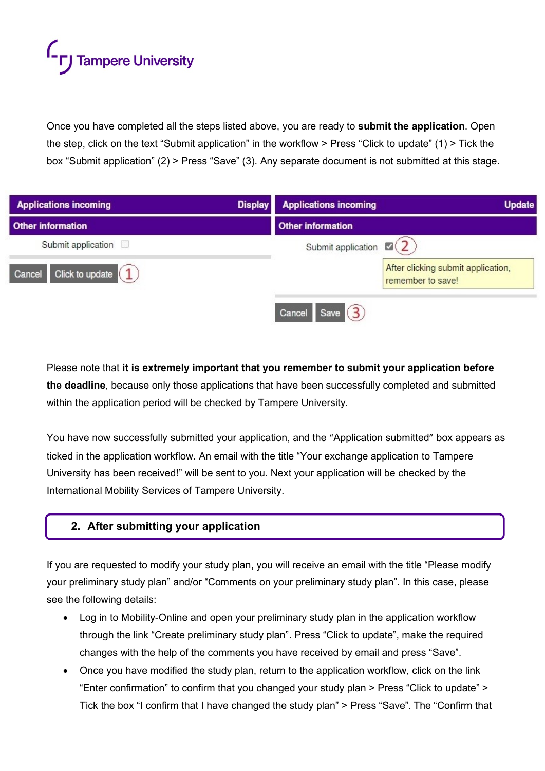Once you have completed all the steps listed above, you are ready to **submit the application**. Open the step, click on the text “Submit application” in the workflow > Press “Click to update” (1) > Tick the box “Submit application” (2) > Press “Save” (3). Any separate document is not submitted at this stage.

Please note that **it is extremely important that you remember to submit your application before the deadline**, because only those applications that have been successfully completed and submitted within the application period will be checked by Tampere University.

You have now successfully submitted your application, and the “Application submitted” box appears as ticked in the application workflow. An email with the title “Your exchange application to Tampere University has been received!” will be sent to you. Next your application will be checked by the International Mobility Services of Tampere University.

## 2. After submitting your application

If you are requested to modify your study plan, you will receive an email with the title “Please modify your preliminary study plan” and/or “Comments on your preliminary study plan”. In this case, please see the following details:

- Log in to Mobility-Online and open your preliminary study plan in the application workflow through the link “Create preliminary study plan”. Press “Click to update”, make the required changes with the help of the comments you have received by email and press “Save”.
- Once you have modified the study plan, return to the application workflow, click on the link “Enter confirmation” to confirm that you changed your study plan > Press “Click to update” > Tick the box “I confirm that I have changed the study plan” > Press “Save”. The “Confirm that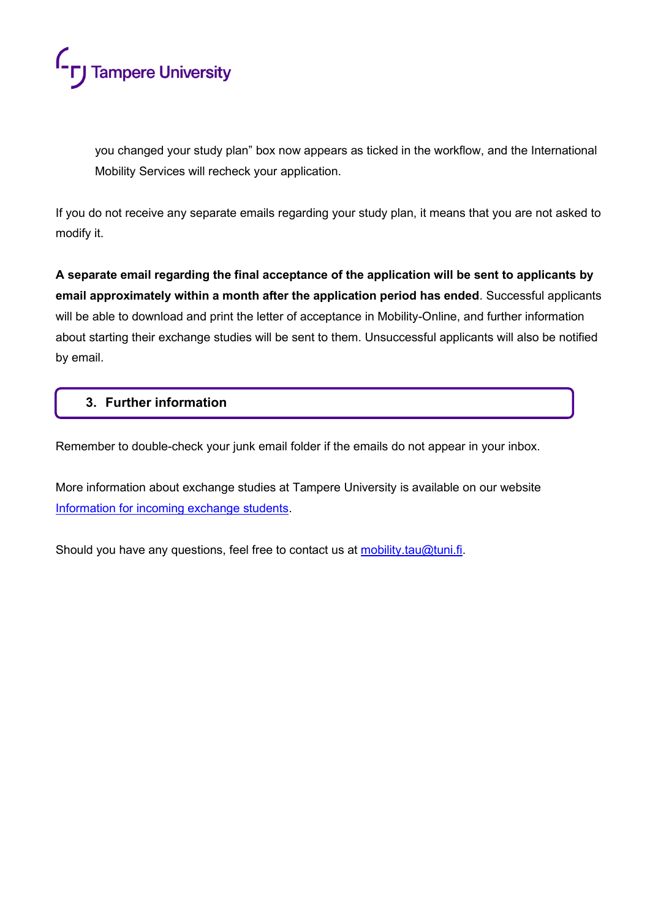you changed your study plan" box now appears as ticked in the workflow, and the International Mobility Services will recheck your application.

If you do not receive any separate emails regarding your study plan, it means that you are not asked to modify it.

**A separate email regarding the final acceptance of the application will be sent to applicants by email approximately within a month after the application period has ended**. Successful applicants will be able to download and print the letter of acceptance in Mobility-Online, and further information about starting their exchange studies will be sent to them. Unsuccessful applicants will also be notified by email.

## 3. Further information

Remember to double-check your junk email folder if the emails do not appear in your inbox.

More information about exchange studies at Tampere University is available on our website Information for incoming exchange students.

Should you have any questions, feel free to contact us at mobility.tau@tuni.fi.